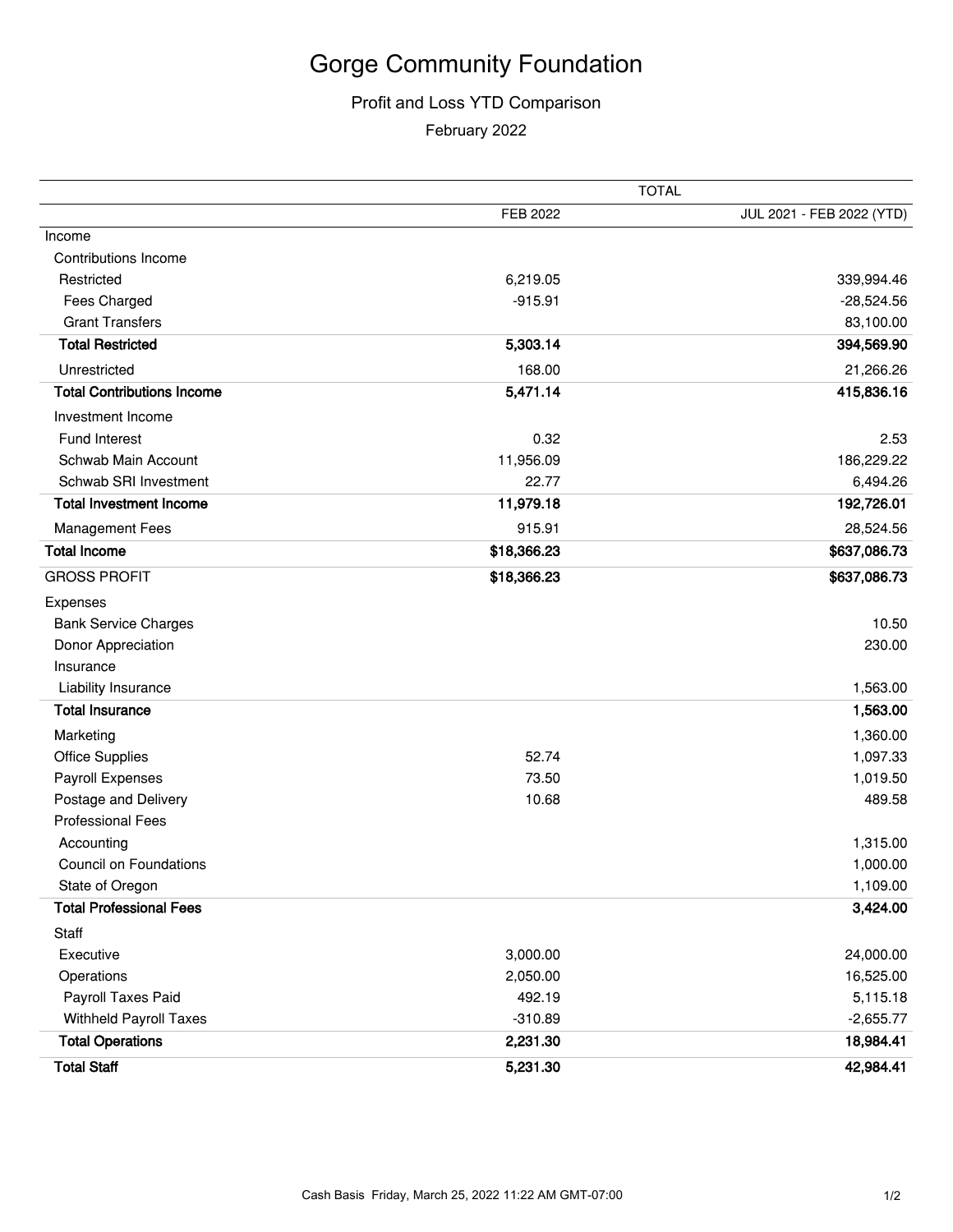# Gorge Community Foundation

## Profit and Loss YTD Comparison

February 2022

| | TOTAL | |
|---|---|---|
| | FEB 2022 | JUL 2021 - FEB 2022 (YTD) |
| Income | | |
| Contributions Income | | |
| Restricted | 6,219.05 | 339,994.46 |
| Fees Charged | -915.91 | -28,524.56 |
| Grant Transfers | | 83,100.00 |
| **Total Restricted** | **5,303.14** | **394,569.90** |
| Unrestricted | 168.00 | 21,266.26 |
| **Total Contributions Income** | **5,471.14** | **415,836.16** |
| Investment Income | | |
| Fund Interest | 0.32 | 2.53 |
| Schwab Main Account | 11,956.09 | 186,229.22 |
| Schwab SRI Investment | 22.77 | 6,494.26 |
| **Total Investment Income** | **11,979.18** | **192,726.01** |
| Management Fees | 915.91 | 28,524.56 |
| **Total Income** | **$18,366.23** | **$637,086.73** |
| GROSS PROFIT | **$18,366.23** | **$637,086.73** |
| Expenses | | |
| Bank Service Charges | | 10.50 |
| Donor Appreciation | | 230.00 |
| Insurance | | |
| Liability Insurance | | 1,563.00 |
| **Total Insurance** | | **1,563.00** |
| Marketing | | 1,360.00 |
| Office Supplies | 52.74 | 1,097.33 |
| Payroll Expenses | 73.50 | 1,019.50 |
| Postage and Delivery | 10.68 | 489.58 |
| Professional Fees | | |
| Accounting | | 1,315.00 |
| Council on Foundations | | 1,000.00 |
| State of Oregon | | 1,109.00 |
| **Total Professional Fees** | | **3,424.00** |
| Staff | | |
| Executive | 3,000.00 | 24,000.00 |
| Operations | 2,050.00 | 16,525.00 |
| Payroll Taxes Paid | 492.19 | 5,115.18 |
| Withheld Payroll Taxes | -310.89 | -2,655.77 |
| **Total Operations** | **2,231.30** | **18,984.41** |
| **Total Staff** | **5,231.30** | **42,984.41** |

Cash Basis Friday, March 25, 2022 11:22 AM GMT-07:00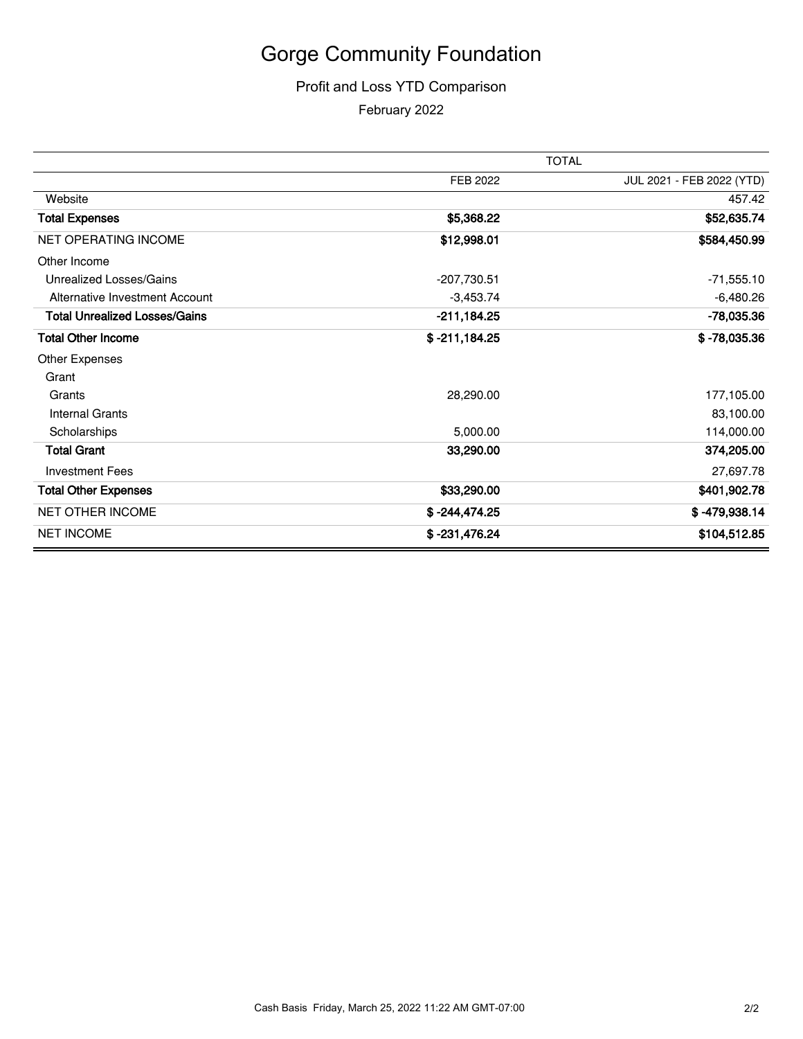# Gorge Community Foundation

Profit and Loss YTD Comparison

February 2022

| | TOTAL | |
|---|---|---|
| | FEB 2022 | JUL 2021 - FEB 2022 (YTD) |
| Website | | 457.42 |
| **Total Expenses** | **$5,368.22** | **$52,635.74** |
| NET OPERATING INCOME | **$12,998.01** | **$584,450.99** |
| Other Income | | |
| Unrealized Losses/Gains | -207,730.51 | -71,555.10 |
| Alternative Investment Account | -3,453.74 | -6,480.26 |
| **Total Unrealized Losses/Gains** | **-211,184.25** | **-78,035.36** |
| **Total Other Income** | **$ -211,184.25** | **$ -78,035.36** |
| Other Expenses | | |
| Grant | | |
| Grants | 28,290.00 | 177,105.00 |
| Internal Grants | | 83,100.00 |
| Scholarships | 5,000.00 | 114,000.00 |
| **Total Grant** | **33,290.00** | **374,205.00** |
| Investment Fees | | 27,697.78 |
| **Total Other Expenses** | **$33,290.00** | **$401,902.78** |
| NET OTHER INCOME | **$ -244,474.25** | **$ -479,938.14** |
| NET INCOME | **$ -231,476.24** | **$104,512.85** |

Cash Basis Friday, March 25, 2022 11:22 AM GMT-07:00